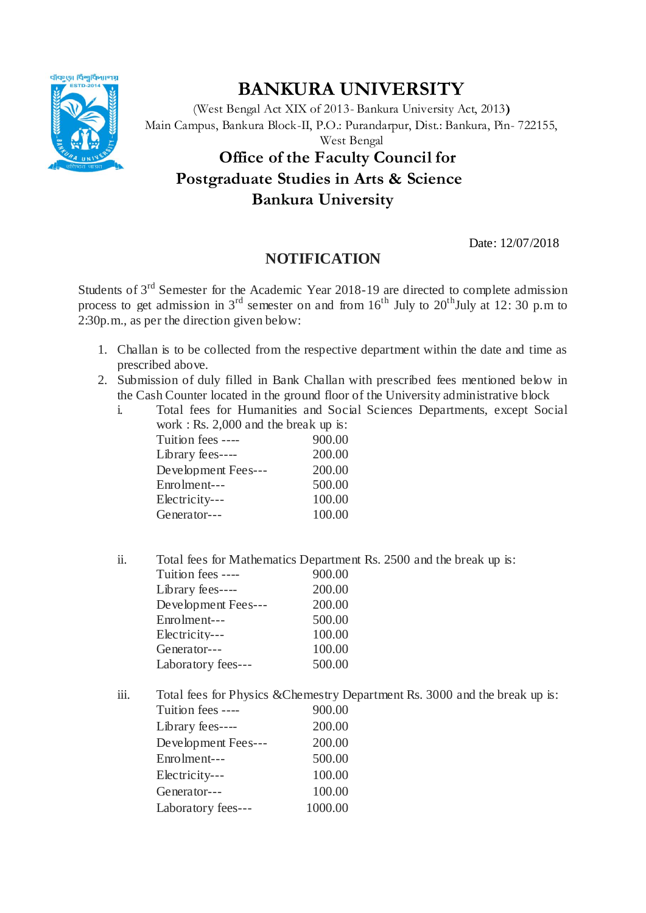# BANKURA UNIVERSITY

(West Bengal Act XIX of 2013- Bankura University Act, 2013)
Main Campus, Bankura Block-II, P.O.: Purandarpur, Dist.: Bankura, Pin- 722155, West Bengal

## Office of the Faculty Council for Postgraduate Studies in Arts & Science Bankura University

Date: 12/07/2018

## NOTIFICATION

Students of 3rd Semester for the Academic Year 2018-19 are directed to complete admission process to get admission in 3rd semester on and from 16th July to 20th July at 12: 30 p.m to 2:30p.m., as per the direction given below:

1. Challan is to be collected from the respective department within the date and time as prescribed above.
2. Submission of duly filled in Bank Challan with prescribed fees mentioned below in the Cash Counter located in the ground floor of the University administrative block

   i. Total fees for Humanities and Social Sciences Departments, except Social work : Rs. 2,000 and the break up is:

   | | |
   |---|---|
   | Tuition fees ---- | 900.00 |
   | Library fees---- | 200.00 |
   | Development Fees--- | 200.00 |
   | Enrolment--- | 500.00 |
   | Electricity--- | 100.00 |
   | Generator--- | 100.00 |

   ii. Total fees for Mathematics Department Rs. 2500 and the break up is:

   | | |
   |---|---|
   | Tuition fees ---- | 900.00 |
   | Library fees---- | 200.00 |
   | Development Fees--- | 200.00 |
   | Enrolment--- | 500.00 |
   | Electricity--- | 100.00 |
   | Generator--- | 100.00 |
   | Laboratory fees--- | 500.00 |

   iii. Total fees for Physics &Chemestry Department Rs. 3000 and the break up is:

   | | |
   |---|---|
   | Tuition fees ---- | 900.00 |
   | Library fees---- | 200.00 |
   | Development Fees--- | 200.00 |
   | Enrolment--- | 500.00 |
   | Electricity--- | 100.00 |
   | Generator--- | 100.00 |
   | Laboratory fees--- | 1000.00 |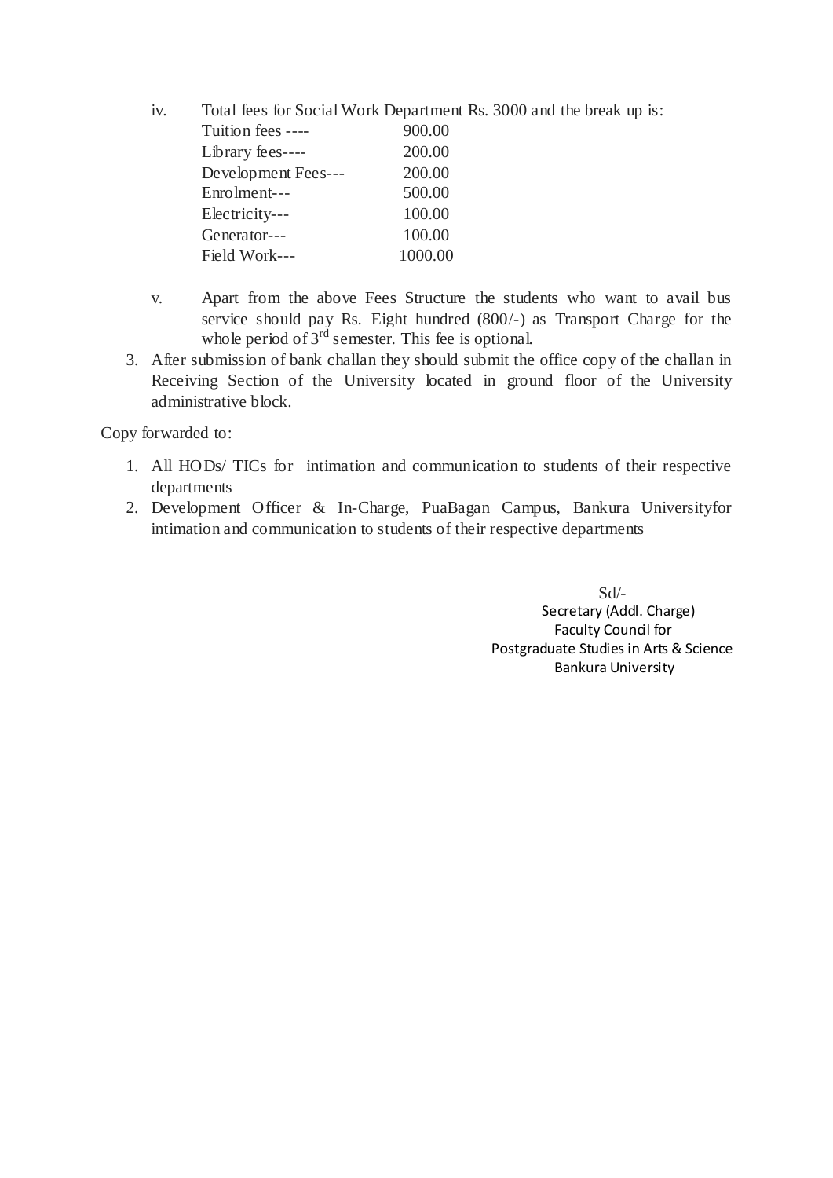iv. Total fees for Social Work Department Rs. 3000 and the break up is:

| | |
|---|---|
| Tuition fees ---- | 900.00 |
| Library fees---- | 200.00 |
| Development Fees--- | 200.00 |
| Enrolment--- | 500.00 |
| Electricity--- | 100.00 |
| Generator--- | 100.00 |
| Field Work--- | 1000.00 |

v. Apart from the above Fees Structure the students who want to avail bus service should pay Rs. Eight hundred (800/-) as Transport Charge for the whole period of 3rd semester. This fee is optional.

3. After submission of bank challan they should submit the office copy of the challan in Receiving Section of the University located in ground floor of the University administrative block.

Copy forwarded to:

1. All HODs/ TICs for intimation and communication to students of their respective departments
2. Development Officer & In-Charge, PuaBagan Campus, Bankura Universityfor intimation and communication to students of their respective departments

Sd/-
Secretary (Addl. Charge)
Faculty Council for
Postgraduate Studies in Arts & Science
Bankura University